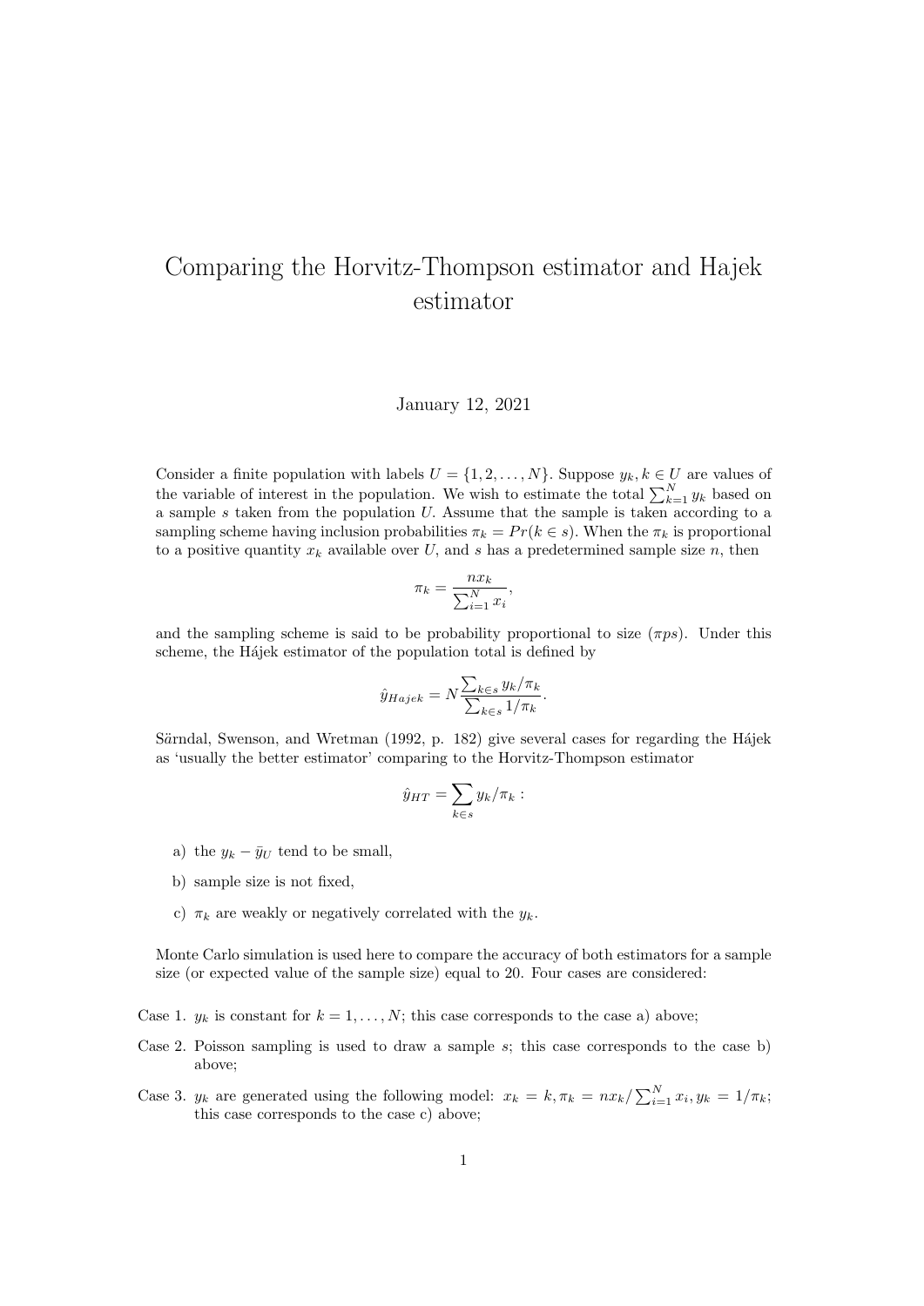# Comparing the Horvitz-Thompson estimator and Hajek estimator

January 12, 2021

Consider a finite population with labels $U = \{1, 2, \ldots, N\}$. Suppose $y_k, k \in U$ are values of the variable of interest in the population. We wish to estimate the total $\sum_{k=1}^{N} y_k$ based on a sample $s$ taken from the population $U$. Assume that the sample is taken according to a sampling scheme having inclusion probabilities $\pi_k = Pr(k \in s)$. When the $\pi_k$ is proportional to a positive quantity $x_k$ available over $U$, and $s$ has a predetermined sample size $n$, then

$$\pi_k = \frac{n x_k}{\sum_{i=1}^{N} x_i},$$

and the sampling scheme is said to be probability proportional to size ($\pi ps$). Under this scheme, the Hájek estimator of the population total is defined by

$$\hat{y}_{Hajek} = N \frac{\sum_{k \in s} y_k / \pi_k}{\sum_{k \in s} 1/\pi_k}.$$

Särndal, Swenson, and Wretman (1992, p. 182) give several cases for regarding the Hájek as 'usually the better estimator' comparing to the Horvitz-Thompson estimator

$$\hat{y}_{HT} = \sum_{k \in s} y_k / \pi_k :$$

a) the $y_k - \bar{y}_U$ tend to be small,

b) sample size is not fixed,

c) $\pi_k$ are weakly or negatively correlated with the $y_k$.

Monte Carlo simulation is used here to compare the accuracy of both estimators for a sample size (or expected value of the sample size) equal to 20. Four cases are considered:

Case 1. $y_k$ is constant for $k = 1, \ldots, N$; this case corresponds to the case a) above;

Case 2. Poisson sampling is used to draw a sample $s$; this case corresponds to the case b) above;

Case 3. $y_k$ are generated using the following model: $x_k = k, \pi_k = n x_k / \sum_{i=1}^{N} x_i, y_k = 1/\pi_k$; this case corresponds to the case c) above;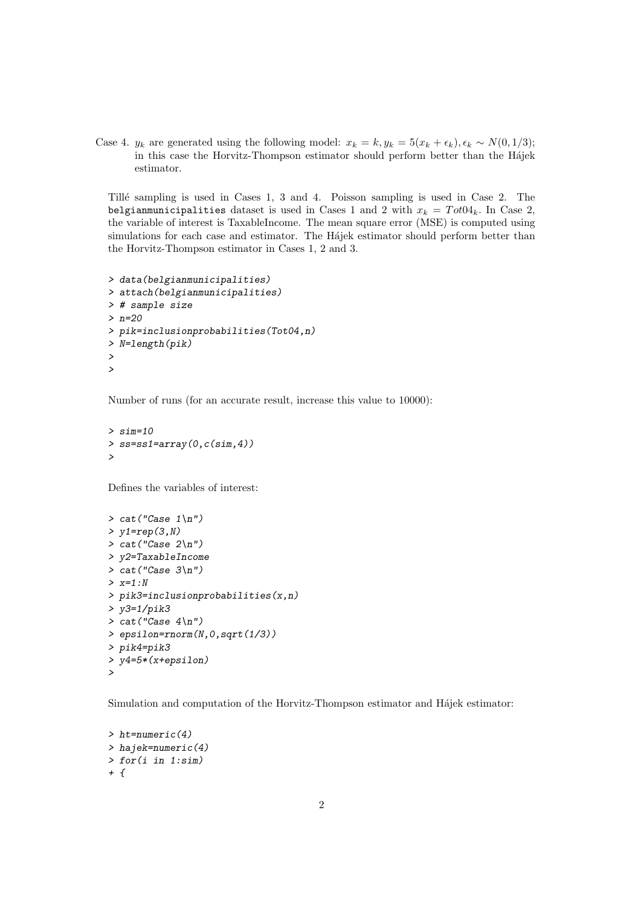Case 4. $y_k$ are generated using the following model: $x_k = k, y_k = 5(x_k + \epsilon_k), \epsilon_k \sim N(0, 1/3)$; in this case the Horvitz-Thompson estimator should perform better than the Hájek estimator.

Tillé sampling is used in Cases 1, 3 and 4. Poisson sampling is used in Case 2. The `belgianmunicipalities` dataset is used in Cases 1 and 2 with $x_k = Tot04_k$. In Case 2, the variable of interest is TaxableIncome. The mean square error (MSE) is computed using simulations for each case and estimator. The Hájek estimator should perform better than the Horvitz-Thompson estimator in Cases 1, 2 and 3.

```
> data(belgianmunicipalities)
> attach(belgianmunicipalities)
> # sample size
> n=20
> pik=inclusionprobabilities(Tot04,n)
> N=length(pik)
>
>
```

Number of runs (for an accurate result, increase this value to 10000):

```
> sim=10
> ss=ss1=array(0,c(sim,4))
>
```

Defines the variables of interest:

```
> cat("Case 1\n")
> y1=rep(3,N)
> cat("Case 2\n")
> y2=TaxableIncome
> cat("Case 3\n")
> x=1:N
> pik3=inclusionprobabilities(x,n)
> y3=1/pik3
> cat("Case 4\n")
> epsilon=rnorm(N,0,sqrt(1/3))
> pik4=pik3
> y4=5*(x+epsilon)
>
```

Simulation and computation of the Horvitz-Thompson estimator and Hájek estimator:

```
> ht=numeric(4)
> hajek=numeric(4)
> for(i in 1:sim)
+ {
```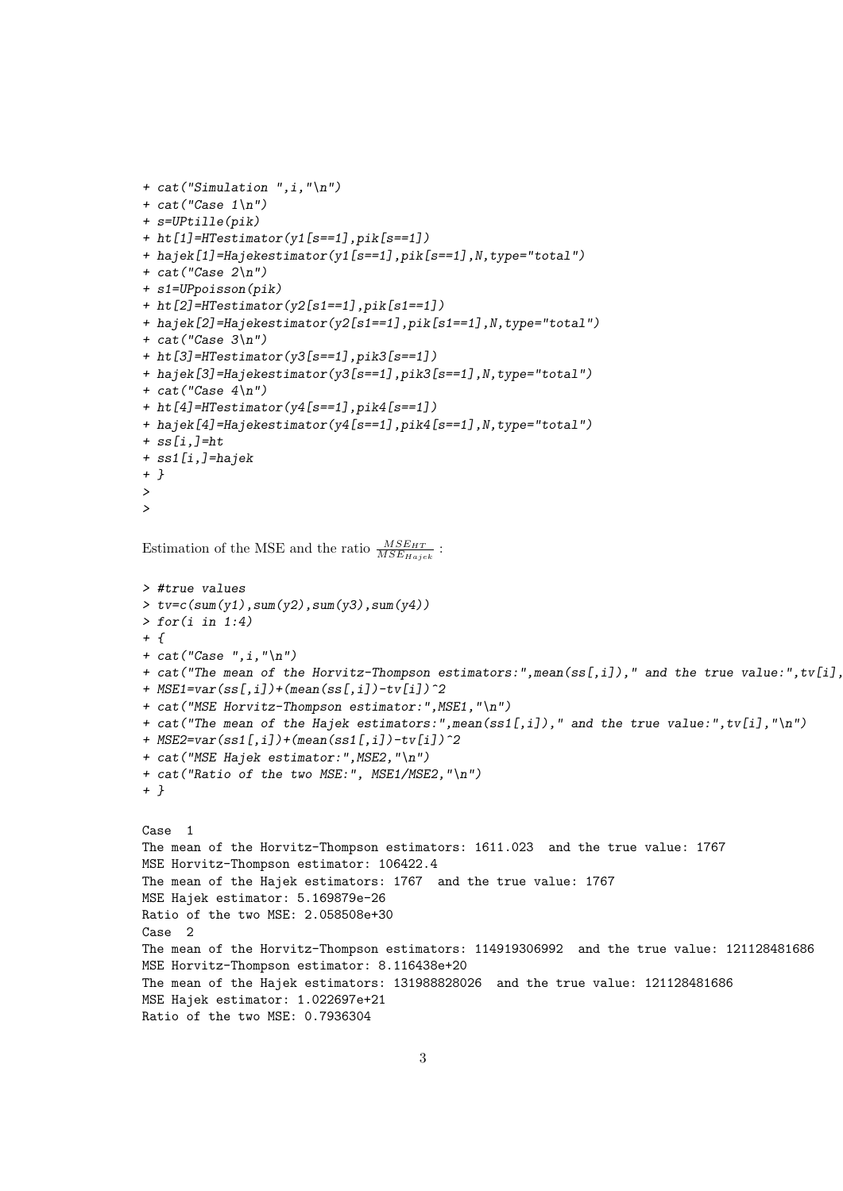```
+ cat("Simulation ",i,"\n")
+ cat("Case 1\n")
+ s=UPtille(pik)
+ ht[1]=HTestimator(y1[s==1],pik[s==1])
+ hajek[1]=Hajekestimator(y1[s==1],pik[s==1],N,type="total")
+ cat("Case 2\n")
+ s1=UPpoisson(pik)
+ ht[2]=HTestimator(y2[s1==1],pik[s1==1])
+ hajek[2]=Hajekestimator(y2[s1==1],pik[s1==1],N,type="total")
+ cat("Case 3\n")
+ ht[3]=HTestimator(y3[s==1],pik3[s==1])
+ hajek[3]=Hajekestimator(y3[s==1],pik3[s==1],N,type="total")
+ cat("Case 4\n")
+ ht[4]=HTestimator(y4[s==1],pik4[s==1])
+ hajek[4]=Hajekestimator(y4[s==1],pik4[s==1],N,type="total")
+ ss[i,]=ht
+ ss1[i,]=hajek
+ }
>
>
```

Estimation of the MSE and the ratio $\frac{MSE_{HT}}{MSE_{Hajek}}$ :

```
> #true values
> tv=c(sum(y1),sum(y2),sum(y3),sum(y4))
> for(i in 1:4)
+ {
+ cat("Case ",i,"\n")
+ cat("The mean of the Horvitz-Thompson estimators:",mean(ss[,i])," and the true value:",tv[i],
+ MSE1=var(ss[,i])+(mean(ss[,i])-tv[i])^2
+ cat("MSE Horvitz-Thompson estimator:",MSE1,"\n")
+ cat("The mean of the Hajek estimators:",mean(ss1[,i])," and the true value:",tv[i],"\n")
+ MSE2=var(ss1[,i])+(mean(ss1[,i])-tv[i])^2
+ cat("MSE Hajek estimator:",MSE2,"\n")
+ cat("Ratio of the two MSE:", MSE1/MSE2,"\n")
+ }

Case  1
The mean of the Horvitz-Thompson estimators: 1611.023  and the true value: 1767
MSE Horvitz-Thompson estimator: 106422.4
The mean of the Hajek estimators: 1767  and the true value: 1767
MSE Hajek estimator: 5.169879e-26
Ratio of the two MSE: 2.058508e+30
Case  2
The mean of the Horvitz-Thompson estimators: 114919306992  and the true value: 121128481686
MSE Horvitz-Thompson estimator: 8.116438e+20
The mean of the Hajek estimators: 131988828026  and the true value: 121128481686
MSE Hajek estimator: 1.022697e+21
Ratio of the two MSE: 0.7936304
```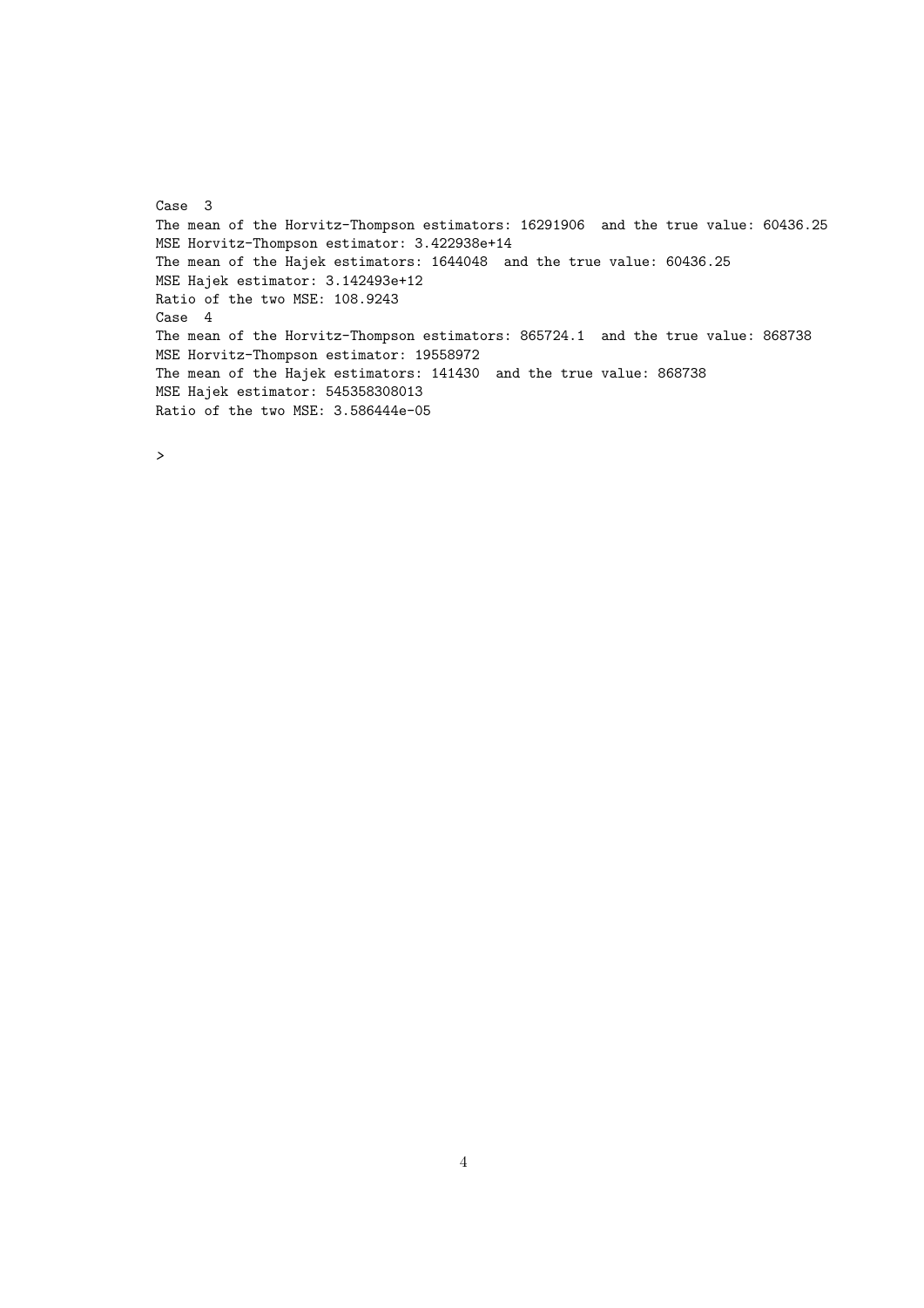```
Case  3
The mean of the Horvitz-Thompson estimators: 16291906  and the true value: 60436.25
MSE Horvitz-Thompson estimator: 3.422938e+14
The mean of the Hajek estimators: 1644048  and the true value: 60436.25
MSE Hajek estimator: 3.142493e+12
Ratio of the two MSE: 108.9243
Case  4
The mean of the Horvitz-Thompson estimators: 865724.1  and the true value: 868738
MSE Horvitz-Thompson estimator: 19558972
The mean of the Hajek estimators: 141430  and the true value: 868738
MSE Hajek estimator: 545358308013
Ratio of the two MSE: 3.586444e-05

>
```